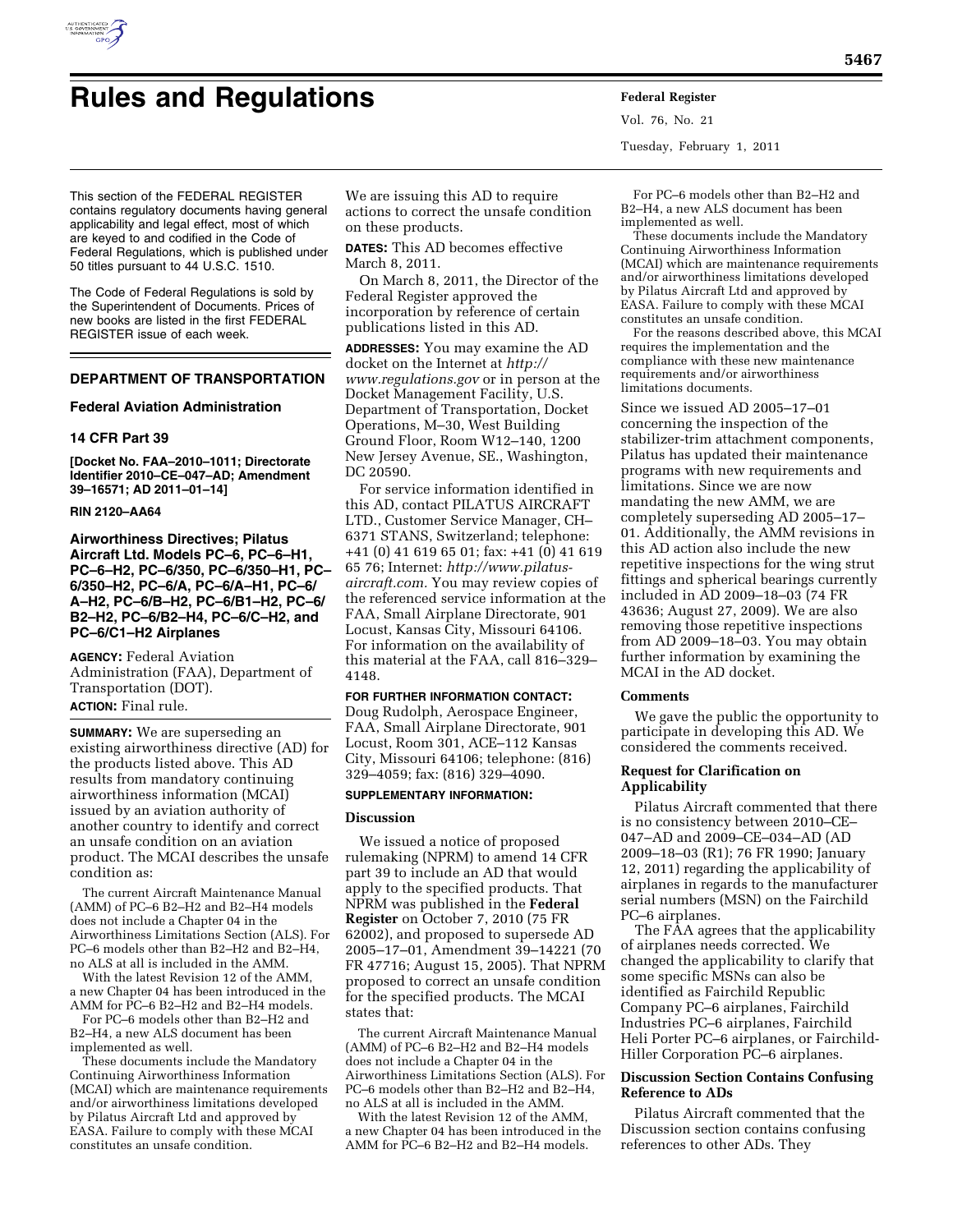# Rules and Regulations

This section of the FEDERAL REGISTER contains regulatory documents having general applicability and legal effect, most of which are keyed to and codified in the Code of Federal Regulations, which is published under 50 titles pursuant to 44 U.S.C. 1510.

The Code of Federal Regulations is sold by the Superintendent of Documents. Prices of new books are listed in the first FEDERAL REGISTER issue of each week.

## DEPARTMENT OF TRANSPORTATION

### Federal Aviation Administration

### 14 CFR Part 39

**[Docket No. FAA–2010–1011; Directorate Identifier 2010–CE–047–AD; Amendment 39–16571; AD 2011–01–14]**

**RIN 2120–AA64**

### Airworthiness Directives; Pilatus Aircraft Ltd. Models PC–6, PC–6–H1, PC–6–H2, PC–6/350, PC–6/350–H1, PC–6/350–H2, PC–6/A, PC–6/A–H1, PC–6/A–H2, PC–6/B–H2, PC–6/B1–H2, PC–6/B2–H2, PC–6/B2–H4, PC–6/C–H2, and PC–6/C1–H2 Airplanes

**AGENCY:** Federal Aviation Administration (FAA), Department of Transportation (DOT).

**ACTION:** Final rule.

**SUMMARY:** We are superseding an existing airworthiness directive (AD) for the products listed above. This AD results from mandatory continuing airworthiness information (MCAI) issued by an aviation authority of another country to identify and correct an unsafe condition on an aviation product. The MCAI describes the unsafe condition as:

> The current Aircraft Maintenance Manual (AMM) of PC–6 B2–H2 and B2–H4 models does not include a Chapter 04 in the Airworthiness Limitations Section (ALS). For PC–6 models other than B2–H2 and B2–H4, no ALS at all is included in the AMM.
>
> With the latest Revision 12 of the AMM, a new Chapter 04 has been introduced in the AMM for PC–6 B2–H2 and B2–H4 models.
>
> For PC–6 models other than B2–H2 and B2–H4, a new ALS document has been implemented as well.
>
> These documents include the Mandatory Continuing Airworthiness Information (MCAI) which are maintenance requirements and/or airworthiness limitations developed by Pilatus Aircraft Ltd and approved by EASA. Failure to comply with these MCAI constitutes an unsafe condition.

We are issuing this AD to require actions to correct the unsafe condition on these products.

**DATES:** This AD becomes effective March 8, 2011.

On March 8, 2011, the Director of the Federal Register approved the incorporation by reference of certain publications listed in this AD.

**ADDRESSES:** You may examine the AD docket on the Internet at *http://www.regulations.gov* or in person at the Docket Management Facility, U.S. Department of Transportation, Docket Operations, M–30, West Building Ground Floor, Room W12–140, 1200 New Jersey Avenue, SE., Washington, DC 20590.

For service information identified in this AD, contact PILATUS AIRCRAFT LTD., Customer Service Manager, CH–6371 STANS, Switzerland; telephone: +41 (0) 41 619 65 01; fax: +41 (0) 41 619 65 76; Internet: *http://www.pilatus-aircraft.com.* You may review copies of the referenced service information at the FAA, Small Airplane Directorate, 901 Locust, Kansas City, Missouri 64106. For information on the availability of this material at the FAA, call 816–329–4148.

**FOR FURTHER INFORMATION CONTACT:** Doug Rudolph, Aerospace Engineer, FAA, Small Airplane Directorate, 901 Locust, Room 301, ACE–112 Kansas City, Missouri 64106; telephone: (816) 329–4059; fax: (816) 329–4090.

**SUPPLEMENTARY INFORMATION:**

#### Discussion

We issued a notice of proposed rulemaking (NPRM) to amend 14 CFR part 39 to include an AD that would apply to the specified products. That NPRM was published in the **Federal Register** on October 7, 2010 (75 FR 62002), and proposed to supersede AD 2005–17–01, Amendment 39–14221 (70 FR 47716; August 15, 2005). That NPRM proposed to correct an unsafe condition for the specified products. The MCAI states that:

> The current Aircraft Maintenance Manual (AMM) of PC–6 B2–H2 and B2–H4 models does not include a Chapter 04 in the Airworthiness Limitations Section (ALS). For PC–6 models other than B2–H2 and B2–H4, no ALS at all is included in the AMM.
>
> With the latest Revision 12 of the AMM, a new Chapter 04 has been introduced in the AMM for PC–6 B2–H2 and B2–H4 models.
>
> For PC–6 models other than B2–H2 and B2–H4, a new ALS document has been implemented as well.
>
> These documents include the Mandatory Continuing Airworthiness Information (MCAI) which are maintenance requirements and/or airworthiness limitations developed by Pilatus Aircraft Ltd and approved by EASA. Failure to comply with these MCAI constitutes an unsafe condition.
>
> For the reasons described above, this MCAI requires the implementation and the compliance with these new maintenance requirements and/or airworthiness limitations documents.

Since we issued AD 2005–17–01 concerning the inspection of the stabilizer-trim attachment components, Pilatus has updated their maintenance programs with new requirements and limitations. Since we are now mandating the new AMM, we are completely superseding AD 2005–17–01. Additionally, the AMM revisions in this AD action also include the new repetitive inspections for the wing strut fittings and spherical bearings currently included in AD 2009–18–03 (74 FR 43636; August 27, 2009). We are also removing those repetitive inspections from AD 2009–18–03. You may obtain further information by examining the MCAI in the AD docket.

#### Comments

We gave the public the opportunity to participate in developing this AD. We considered the comments received.

#### Request for Clarification on Applicability

Pilatus Aircraft commented that there is no consistency between 2010–CE–047–AD and 2009–CE–034–AD (AD 2009–18–03 (R1); 76 FR 1990; January 12, 2011) regarding the applicability of airplanes in regards to the manufacturer serial numbers (MSN) on the Fairchild PC–6 airplanes.

The FAA agrees that the applicability of airplanes needs corrected. We changed the applicability to clarify that some specific MSNs can also be identified as Fairchild Republic Company PC–6 airplanes, Fairchild Industries PC–6 airplanes, Fairchild Heli Porter PC–6 airplanes, or Fairchild-Hiller Corporation PC–6 airplanes.

#### Discussion Section Contains Confusing Reference to ADs

Pilatus Aircraft commented that the Discussion section contains confusing references to other ADs. They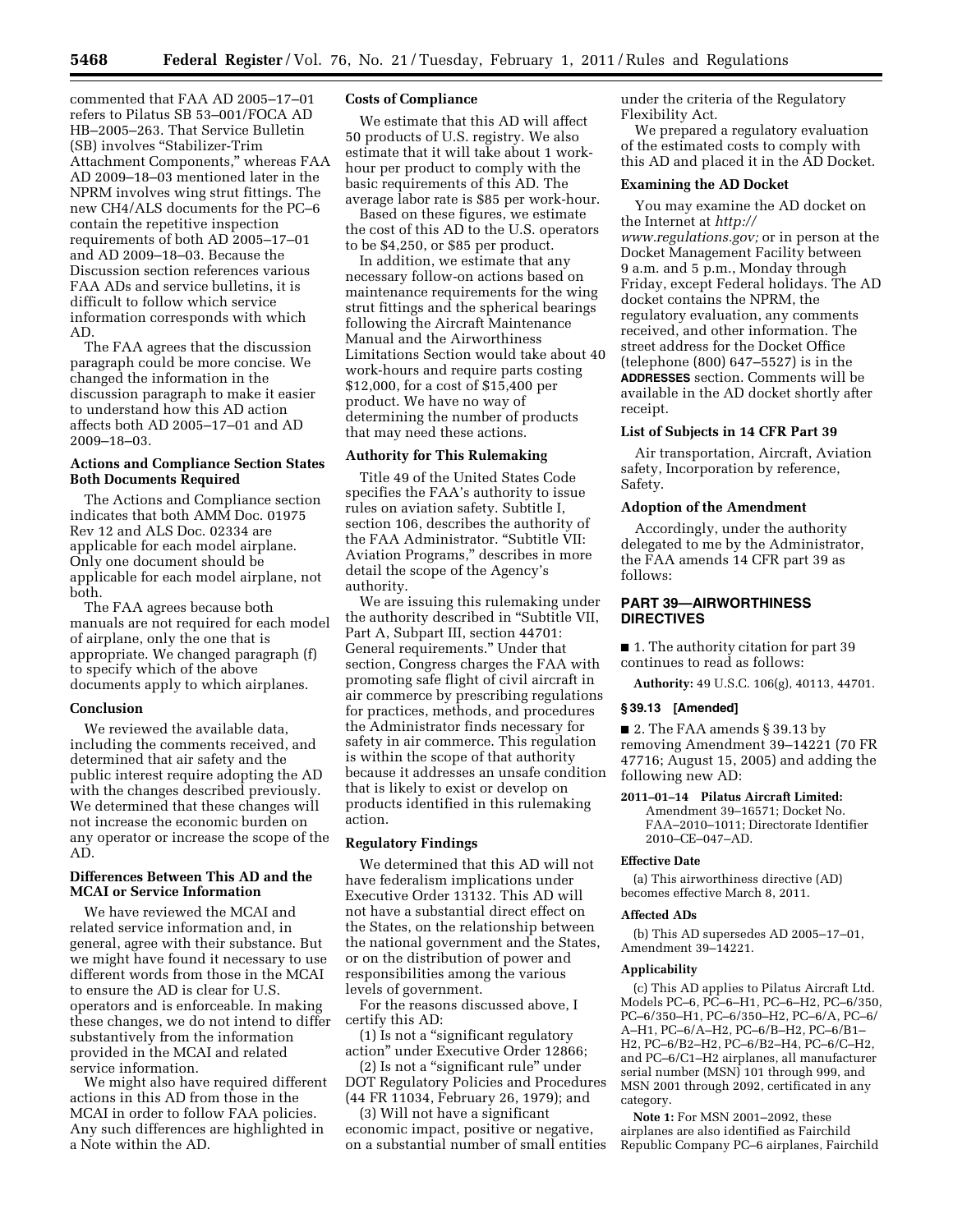commented that FAA AD 2005–17–01 refers to Pilatus SB 53–001/FOCA AD HB–2005–263. That Service Bulletin (SB) involves "Stabilizer-Trim Attachment Components," whereas FAA AD 2009–18–03 mentioned later in the NPRM involves wing strut fittings. The new CH4/ALS documents for the PC–6 contain the repetitive inspection requirements of both AD 2005–17–01 and AD 2009–18–03. Because the Discussion section references various FAA ADs and service bulletins, it is difficult to follow which service information corresponds with which AD.

The FAA agrees that the discussion paragraph could be more concise. We changed the information in the discussion paragraph to make it easier to understand how this AD action affects both AD 2005–17–01 and AD 2009–18–03.

### Actions and Compliance Section States Both Documents Required

The Actions and Compliance section indicates that both AMM Doc. 01975 Rev 12 and ALS Doc. 02334 are applicable for each model airplane. Only one document should be applicable for each model airplane, not both.

The FAA agrees because both manuals are not required for each model of airplane, only the one that is appropriate. We changed paragraph (f) to specify which of the above documents apply to which airplanes.

### Conclusion

We reviewed the available data, including the comments received, and determined that air safety and the public interest require adopting the AD with the changes described previously. We determined that these changes will not increase the economic burden on any operator or increase the scope of the AD.

### Differences Between This AD and the MCAI or Service Information

We have reviewed the MCAI and related service information and, in general, agree with their substance. But we might have found it necessary to use different words from those in the MCAI to ensure the AD is clear for U.S. operators and is enforceable. In making these changes, we do not intend to differ substantively from the information provided in the MCAI and related service information.

We might also have required different actions in this AD from those in the MCAI in order to follow FAA policies. Any such differences are highlighted in a Note within the AD.

### Costs of Compliance

We estimate that this AD will affect 50 products of U.S. registry. We also estimate that it will take about 1 work-hour per product to comply with the basic requirements of this AD. The average labor rate is $85 per work-hour.

Based on these figures, we estimate the cost of this AD to the U.S. operators to be $4,250, or $85 per product.

In addition, we estimate that any necessary follow-on actions based on maintenance requirements for the wing strut fittings and the spherical bearings following the Aircraft Maintenance Manual and the Airworthiness Limitations Section would take about 40 work-hours and require parts costing $12,000, for a cost of $15,400 per product. We have no way of determining the number of products that may need these actions.

### Authority for This Rulemaking

Title 49 of the United States Code specifies the FAA's authority to issue rules on aviation safety. Subtitle I, section 106, describes the authority of the FAA Administrator. "Subtitle VII: Aviation Programs," describes in more detail the scope of the Agency's authority.

We are issuing this rulemaking under the authority described in "Subtitle VII, Part A, Subpart III, section 44701: General requirements." Under that section, Congress charges the FAA with promoting safe flight of civil aircraft in air commerce by prescribing regulations for practices, methods, and procedures the Administrator finds necessary for safety in air commerce. This regulation is within the scope of that authority because it addresses an unsafe condition that is likely to exist or develop on products identified in this rulemaking action.

### Regulatory Findings

We determined that this AD will not have federalism implications under Executive Order 13132. This AD will not have a substantial direct effect on the States, on the relationship between the national government and the States, or on the distribution of power and responsibilities among the various levels of government.

For the reasons discussed above, I certify this AD:

(1) Is not a "significant regulatory action" under Executive Order 12866;

(2) Is not a "significant rule" under DOT Regulatory Policies and Procedures (44 FR 11034, February 26, 1979); and

(3) Will not have a significant economic impact, positive or negative, on a substantial number of small entities under the criteria of the Regulatory Flexibility Act.

We prepared a regulatory evaluation of the estimated costs to comply with this AD and placed it in the AD Docket.

### Examining the AD Docket

You may examine the AD docket on the Internet at *http://www.regulations.gov;* or in person at the Docket Management Facility between 9 a.m. and 5 p.m., Monday through Friday, except Federal holidays. The AD docket contains the NPRM, the regulatory evaluation, any comments received, and other information. The street address for the Docket Office (telephone (800) 647–5527) is in the **ADDRESSES** section. Comments will be available in the AD docket shortly after receipt.

### List of Subjects in 14 CFR Part 39

Air transportation, Aircraft, Aviation safety, Incorporation by reference, Safety.

### Adoption of the Amendment

Accordingly, under the authority delegated to me by the Administrator, the FAA amends 14 CFR part 39 as follows:

## PART 39—AIRWORTHINESS DIRECTIVES

■ 1. The authority citation for part 39 continues to read as follows:

**Authority:** 49 U.S.C. 106(g), 40113, 44701.

### § 39.13 [Amended]

■ 2. The FAA amends § 39.13 by removing Amendment 39–14221 (70 FR 47716; August 15, 2005) and adding the following new AD:

**2011–01–14 Pilatus Aircraft Limited:** Amendment 39–16571; Docket No. FAA–2010–1011; Directorate Identifier 2010–CE–047–AD.

#### Effective Date

(a) This airworthiness directive (AD) becomes effective March 8, 2011.

#### Affected ADs

(b) This AD supersedes AD 2005–17–01, Amendment 39–14221.

#### Applicability

(c) This AD applies to Pilatus Aircraft Ltd. Models PC–6, PC–6–H1, PC–6–H2, PC–6/350, PC–6/350–H1, PC–6/350–H2, PC–6/A, PC–6/A–H1, PC–6/A–H2, PC–6/B–H2, PC–6/B1–H2, PC–6/B2–H2, PC–6/B2–H4, PC–6/C–H2, and PC–6/C1–H2 airplanes, all manufacturer serial number (MSN) 101 through 999, and MSN 2001 through 2092, certificated in any category.

**Note 1:** For MSN 2001–2092, these airplanes are also identified as Fairchild Republic Company PC–6 airplanes, Fairchild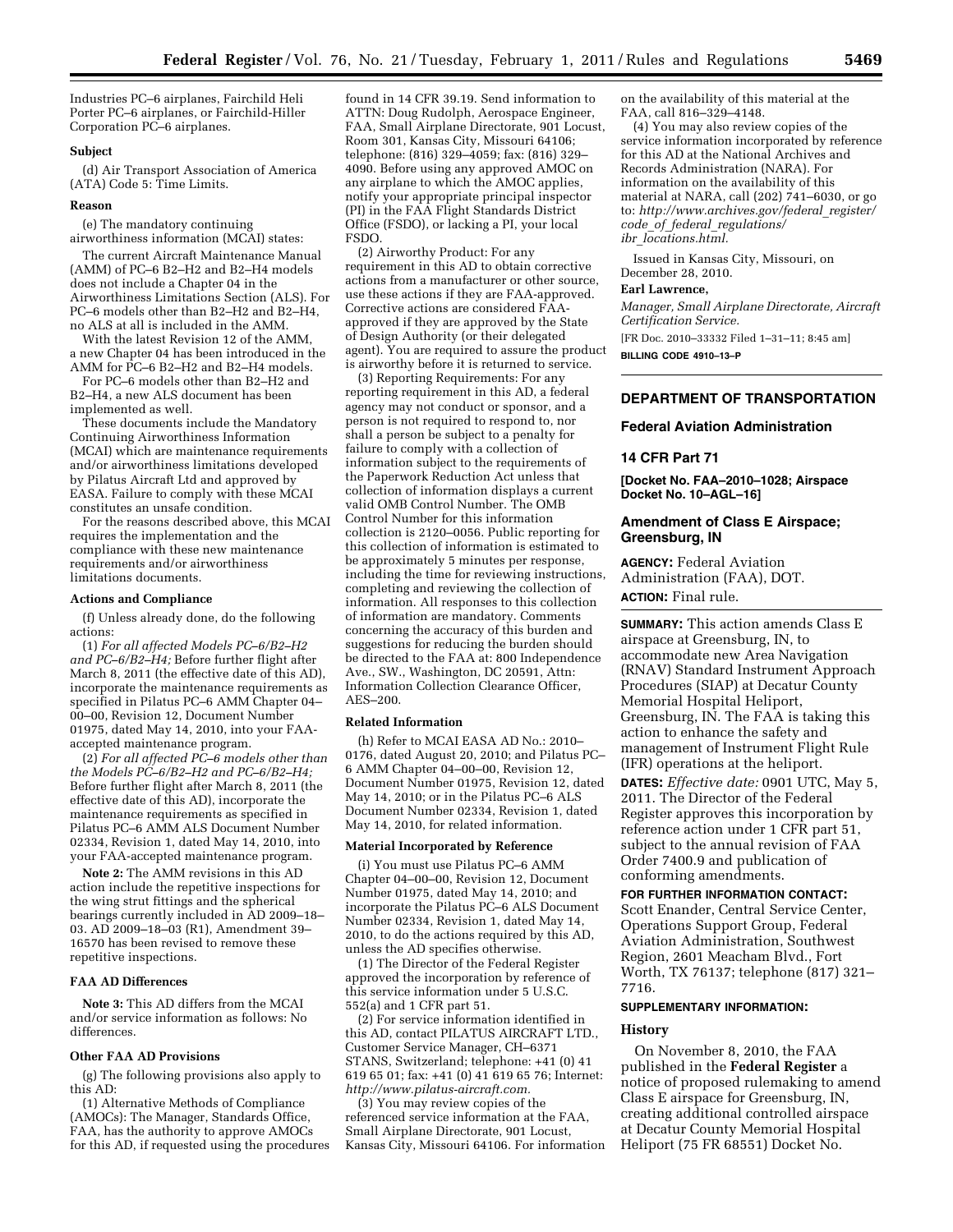Industries PC–6 airplanes, Fairchild Heli Porter PC–6 airplanes, or Fairchild-Hiller Corporation PC–6 airplanes.

### Subject

(d) Air Transport Association of America (ATA) Code 5: Time Limits.

### Reason

(e) The mandatory continuing airworthiness information (MCAI) states:

The current Aircraft Maintenance Manual (AMM) of PC–6 B2–H2 and B2–H4 models does not include a Chapter 04 in the Airworthiness Limitations Section (ALS). For PC–6 models other than B2–H2 and B2–H4, no ALS at all is included in the AMM.

With the latest Revision 12 of the AMM, a new Chapter 04 has been introduced in the AMM for PC–6 B2–H2 and B2–H4 models.

For PC–6 models other than B2–H2 and B2–H4, a new ALS document has been implemented as well.

These documents include the Mandatory Continuing Airworthiness Information (MCAI) which are maintenance requirements and/or airworthiness limitations developed by Pilatus Aircraft Ltd and approved by EASA. Failure to comply with these MCAI constitutes an unsafe condition.

For the reasons described above, this MCAI requires the implementation and the compliance with these new maintenance requirements and/or airworthiness limitations documents.

### Actions and Compliance

(f) Unless already done, do the following actions:

(1) *For all affected Models PC–6/B2–H2 and PC–6/B2–H4;* Before further flight after March 8, 2011 (the effective date of this AD), incorporate the maintenance requirements as specified in Pilatus PC–6 AMM Chapter 04–00–00, Revision 12, Document Number 01975, dated May 14, 2010, into your FAA-accepted maintenance program.

(2) *For all affected PC–6 models other than the Models PC–6/B2–H2 and PC–6/B2–H4;* Before further flight after March 8, 2011 (the effective date of this AD), incorporate the maintenance requirements as specified in Pilatus PC–6 AMM ALS Document Number 02334, Revision 1, dated May 14, 2010, into your FAA-accepted maintenance program.

**Note 2:** The AMM revisions in this AD action include the repetitive inspections for the wing strut fittings and the spherical bearings currently included in AD 2009–18–03. AD 2009–18–03 (R1), Amendment 39–16570 has been revised to remove these repetitive inspections.

### FAA AD Differences

**Note 3:** This AD differs from the MCAI and/or service information as follows: No differences.

### Other FAA AD Provisions

(g) The following provisions also apply to this AD:

(1) Alternative Methods of Compliance (AMOCs): The Manager, Standards Office, FAA, has the authority to approve AMOCs for this AD, if requested using the procedures found in 14 CFR 39.19. Send information to ATTN: Doug Rudolph, Aerospace Engineer, FAA, Small Airplane Directorate, 901 Locust, Room 301, Kansas City, Missouri 64106; telephone: (816) 329–4059; fax: (816) 329–4090. Before using any approved AMOC on any airplane to which the AMOC applies, notify your appropriate principal inspector (PI) in the FAA Flight Standards District Office (FSDO), or lacking a PI, your local FSDO.

(2) Airworthy Product: For any requirement in this AD to obtain corrective actions from a manufacturer or other source, use these actions if they are FAA-approved. Corrective actions are considered FAA-approved if they are approved by the State of Design Authority (or their delegated agent). You are required to assure the product is airworthy before it is returned to service.

(3) Reporting Requirements: For any reporting requirement in this AD, a federal agency may not conduct or sponsor, and a person is not required to respond to, nor shall a person be subject to a penalty for failure to comply with a collection of information subject to the requirements of the Paperwork Reduction Act unless that collection of information displays a current valid OMB Control Number. The OMB Control Number for this information collection is 2120–0056. Public reporting for this collection of information is estimated to be approximately 5 minutes per response, including the time for reviewing instructions, completing and reviewing the collection of information. All responses to this collection of information are mandatory. Comments concerning the accuracy of this burden and suggestions for reducing the burden should be directed to the FAA at: 800 Independence Ave., SW., Washington, DC 20591, Attn: Information Collection Clearance Officer, AES–200.

### Related Information

(h) Refer to MCAI EASA AD No.: 2010–0176, dated August 20, 2010; and Pilatus PC–6 AMM Chapter 04–00–00, Revision 12, Document Number 01975, dated May 14, 2010; or in the Pilatus PC–6 ALS Document Number 02334, Revision 1, dated May 14, 2010, for related information.

### Material Incorporated by Reference

(i) You must use Pilatus PC–6 AMM Chapter 04–00–00, Revision 12, Document Number 01975, dated May 14, 2010; and incorporate the Pilatus PC–6 ALS Document Number 02334, Revision 1, dated May 14, 2010, to do the actions required by this AD, unless the AD specifies otherwise.

(1) The Director of the Federal Register approved the incorporation by reference of this service information under 5 U.S.C. 552(a) and 1 CFR part 51.

(2) For service information identified in this AD, contact PILATUS AIRCRAFT LTD., Customer Service Manager, CH–6371 STANS, Switzerland; telephone: +41 (0) 41 619 65 01; fax: +41 (0) 41 619 65 76; Internet: *http://www.pilatus-aircraft.com.*

(3) You may review copies of the referenced service information at the FAA, Small Airplane Directorate, 901 Locust, Kansas City, Missouri 64106. For information on the availability of this material at the FAA, call 816–329–4148.

(4) You may also review copies of the service information incorporated by reference for this AD at the National Archives and Records Administration (NARA). For information on the availability of this material at NARA, call (202) 741–6030, or go to: *http://www.archives.gov/federal_register/code_of_federal_regulations/ibr_locations.html.*

Issued in Kansas City, Missouri, on December 28, 2010.

**Earl Lawrence,**

*Manager, Small Airplane Directorate, Aircraft Certification Service.*

[FR Doc. 2010–33332 Filed 1–31–11; 8:45 am]

**BILLING CODE 4910–13–P**

---

## DEPARTMENT OF TRANSPORTATION

### Federal Aviation Administration

### 14 CFR Part 71

**[Docket No. FAA–2010–1028; Airspace Docket No. 10–AGL–16]**

### Amendment of Class E Airspace; Greensburg, IN

**AGENCY:** Federal Aviation Administration (FAA), DOT.

**ACTION:** Final rule.

**SUMMARY:** This action amends Class E airspace at Greensburg, IN, to accommodate new Area Navigation (RNAV) Standard Instrument Approach Procedures (SIAP) at Decatur County Memorial Hospital Heliport, Greensburg, IN. The FAA is taking this action to enhance the safety and management of Instrument Flight Rule (IFR) operations at the heliport.

**DATES:** *Effective date:* 0901 UTC, May 5, 2011. The Director of the Federal Register approves this incorporation by reference action under 1 CFR part 51, subject to the annual revision of FAA Order 7400.9 and publication of conforming amendments.

**FOR FURTHER INFORMATION CONTACT:** Scott Enander, Central Service Center, Operations Support Group, Federal Aviation Administration, Southwest Region, 2601 Meacham Blvd., Fort Worth, TX 76137; telephone (817) 321–7716.

**SUPPLEMENTARY INFORMATION:**

### History

On November 8, 2010, the FAA published in the **Federal Register** a notice of proposed rulemaking to amend Class E airspace for Greensburg, IN, creating additional controlled airspace at Decatur County Memorial Hospital Heliport (75 FR 68551) Docket No.